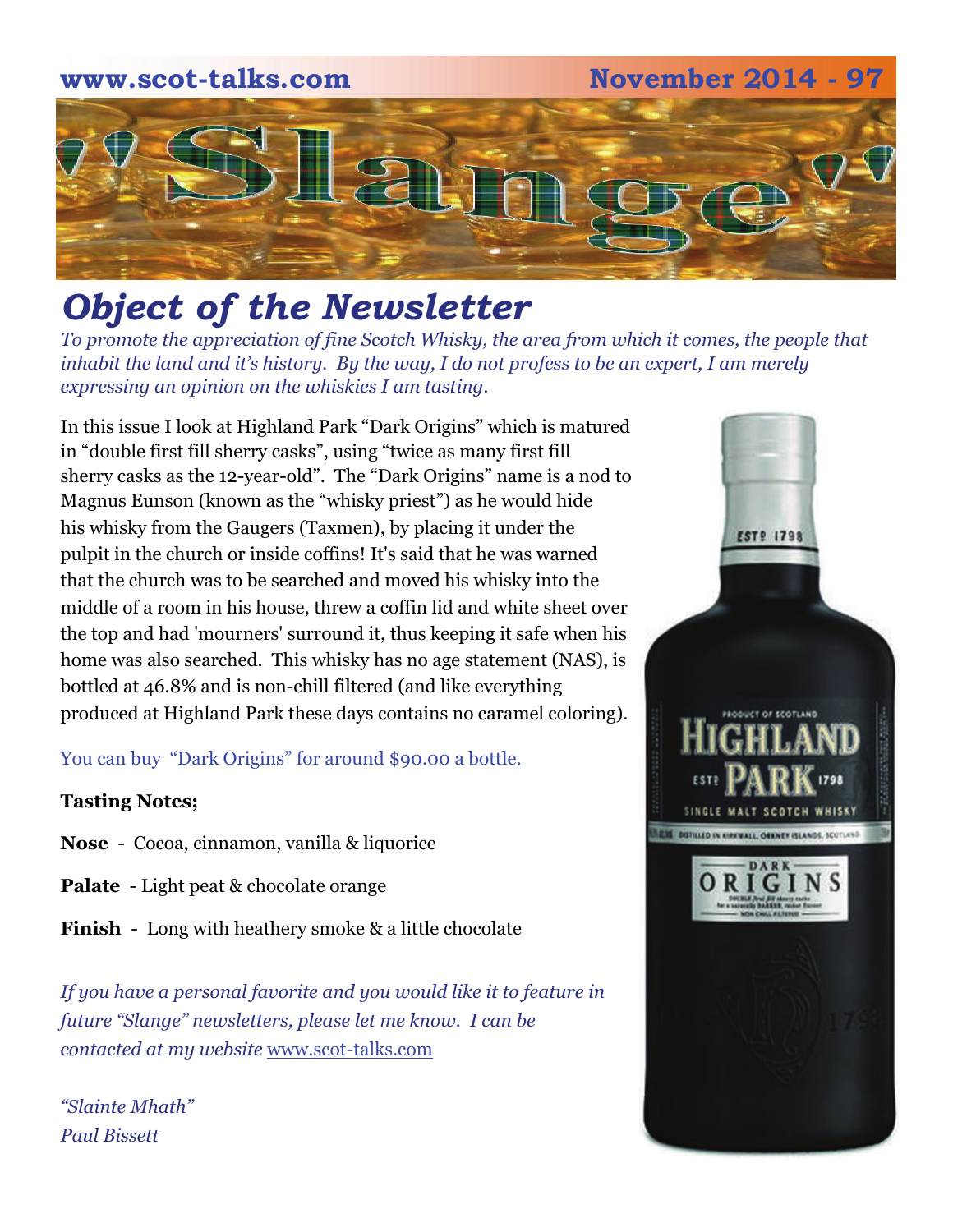www.scot-talks.com November 2014 - 97

# "Slange"

## *Object of the Newsletter*

*To promote the appreciation of fine Scotch Whisky, the area from which it comes, the people that inhabit the land and it's history. By the way, I do not profess to be an expert, I am merely expressing an opinion on the whiskies I am tasting.*

In this issue I look at Highland Park "Dark Origins" which is matured in "double first fill sherry casks", using "twice as many first fill sherry casks as the 12-year-old". The "Dark Origins" name is a nod to Magnus Eunson (known as the "whisky priest") as he would hide his whisky from the Gaugers (Taxmen), by placing it under the pulpit in the church or inside coffins! It's said that he was warned that the church was to be searched and moved his whisky into the middle of a room in his house, threw a coffin lid and white sheet over the top and had 'mourners' surround it, thus keeping it safe when his home was also searched. This whisky has no age statement (NAS), is bottled at 46.8% and is non-chill filtered (and like everything produced at Highland Park these days contains no caramel coloring).

You can buy "Dark Origins" for around $90.00 a bottle.

**Tasting Notes;**

**Nose** - Cocoa, cinnamon, vanilla & liquorice

**Palate** - Light peat & chocolate orange

**Finish** - Long with heathery smoke & a little chocolate

*If you have a personal favorite and you would like it to feature in future "Slange" newsletters, please let me know. I can be contacted at my website* www.scot-talks.com

*"Slainte Mhath"*
*Paul Bissett*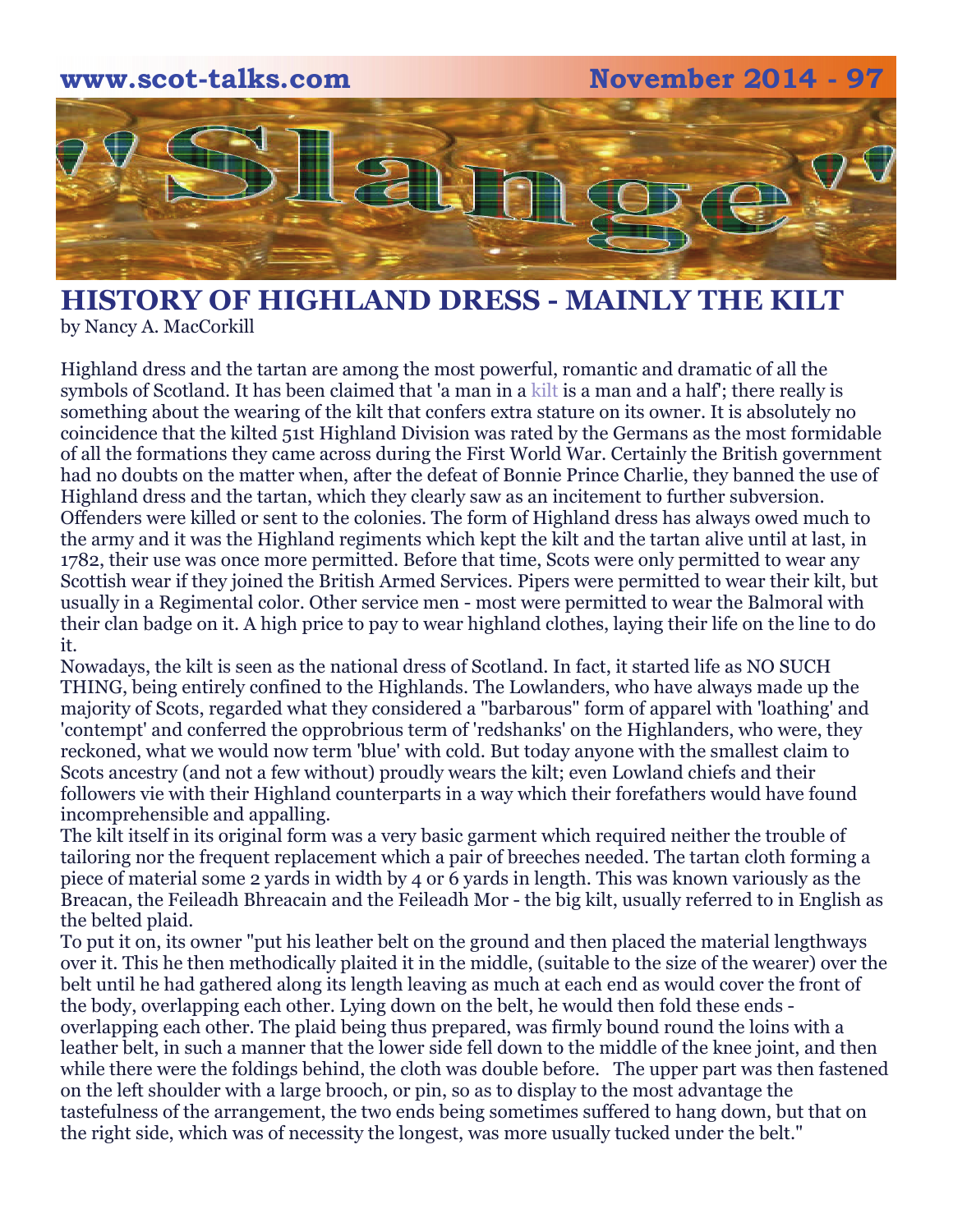# HISTORY OF HIGHLAND DRESS - MAINLY THE KILT

by Nancy A. MacCorkill

Highland dress and the tartan are among the most powerful, romantic and dramatic of all the symbols of Scotland. It has been claimed that 'a man in a kilt is a man and a half'; there really is something about the wearing of the kilt that confers extra stature on its owner. It is absolutely no coincidence that the kilted 51st Highland Division was rated by the Germans as the most formidable of all the formations they came across during the First World War. Certainly the British government had no doubts on the matter when, after the defeat of Bonnie Prince Charlie, they banned the use of Highland dress and the tartan, which they clearly saw as an incitement to further subversion. Offenders were killed or sent to the colonies. The form of Highland dress has always owed much to the army and it was the Highland regiments which kept the kilt and the tartan alive until at last, in 1782, their use was once more permitted. Before that time, Scots were only permitted to wear any Scottish wear if they joined the British Armed Services. Pipers were permitted to wear their kilt, but usually in a Regimental color. Other service men - most were permitted to wear the Balmoral with their clan badge on it. A high price to pay to wear highland clothes, laying their life on the line to do it.

Nowadays, the kilt is seen as the national dress of Scotland. In fact, it started life as NO SUCH THING, being entirely confined to the Highlands. The Lowlanders, who have always made up the majority of Scots, regarded what they considered a "barbarous" form of apparel with 'loathing' and 'contempt' and conferred the opprobrious term of 'redshanks' on the Highlanders, who were, they reckoned, what we would now term 'blue' with cold. But today anyone with the smallest claim to Scots ancestry (and not a few without) proudly wears the kilt; even Lowland chiefs and their followers vie with their Highland counterparts in a way which their forefathers would have found incomprehensible and appalling.

The kilt itself in its original form was a very basic garment which required neither the trouble of tailoring nor the frequent replacement which a pair of breeches needed. The tartan cloth forming a piece of material some 2 yards in width by 4 or 6 yards in length. This was known variously as the Breacan, the Feileadh Bhreacain and the Feileadh Mor - the big kilt, usually referred to in English as the belted plaid.

To put it on, its owner "put his leather belt on the ground and then placed the material lengthways over it. This he then methodically plaited it in the middle, (suitable to the size of the wearer) over the belt until he had gathered along its length leaving as much at each end as would cover the front of the body, overlapping each other. Lying down on the belt, he would then fold these ends - overlapping each other. The plaid being thus prepared, was firmly bound round the loins with a leather belt, in such a manner that the lower side fell down to the middle of the knee joint, and then while there were the foldings behind, the cloth was double before. The upper part was then fastened on the left shoulder with a large brooch, or pin, so as to display to the most advantage the tastefulness of the arrangement, the two ends being sometimes suffered to hang down, but that on the right side, which was of necessity the longest, was more usually tucked under the belt."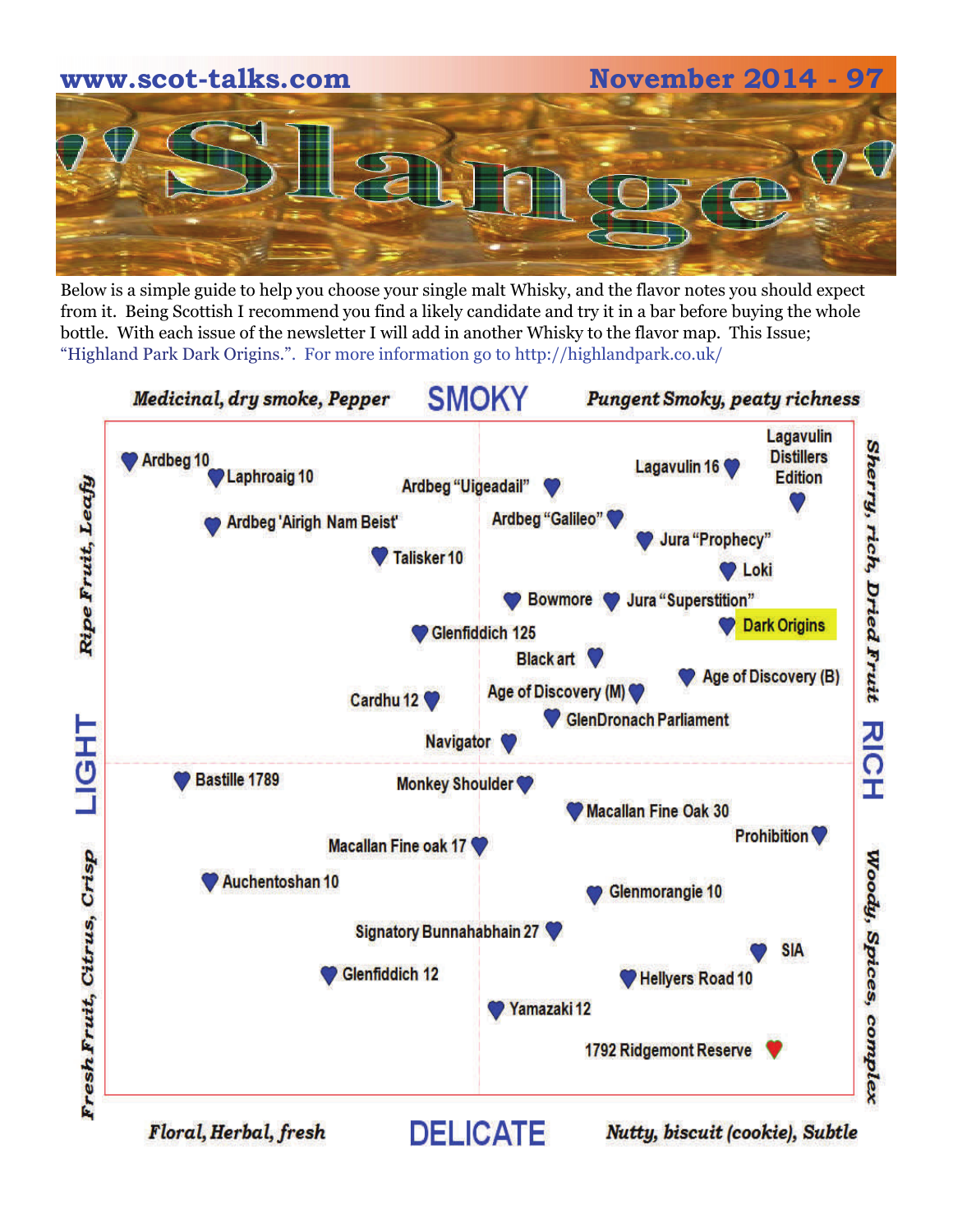www.scot-talks.com November 2014 - 97

# "Slange"

Below is a simple guide to help you choose your single malt Whisky, and the flavor notes you should expect from it. Being Scottish I recommend you find a likely candidate and try it in a bar before buying the whole bottle. With each issue of the newsletter I will add in another Whisky to the flavor map. This Issue; "Highland Park Dark Origins.". For more information go to http://highlandpark.co.uk/

Medicinal, dry smoke, Pepper

SMOKY

Pungent Smoky, peaty richness

Ripe Fruit, Leafy

LIGHT

Fresh Fruit, Citrus, Crisp

Sherry, rich, Dried Fruit

RICH

Woody, Spices, complex

Floral, Herbal, fresh

DELICATE

Nutty, biscuit (cookie), Subtle

Ardbeg 10

Laphroaig 10

Ardbeg "Uigeadail"

Lagavulin 16

Lagavulin Distillers Edition

Ardbeg 'Airigh Nam Beist'

Ardbeg "Galileo"

Jura "Prophecy"

Talisker 10

Loki

Bowmore

Jura "Superstition"

Glenfiddich 125

Dark Origins

Black art

Age of Discovery (B)

Cardhu 12

Age of Discovery (M)

GlenDronach Parliament

Navigator

Bastille 1789

Monkey Shoulder

Macallan Fine Oak 30

Prohibition

Macallan Fine oak 17

Auchentoshan 10

Glenmorangie 10

Signatory Bunnahabhain 27

SIA

Glenfiddich 12

Hellyers Road 10

Yamazaki 12

1792 Ridgemont Reserve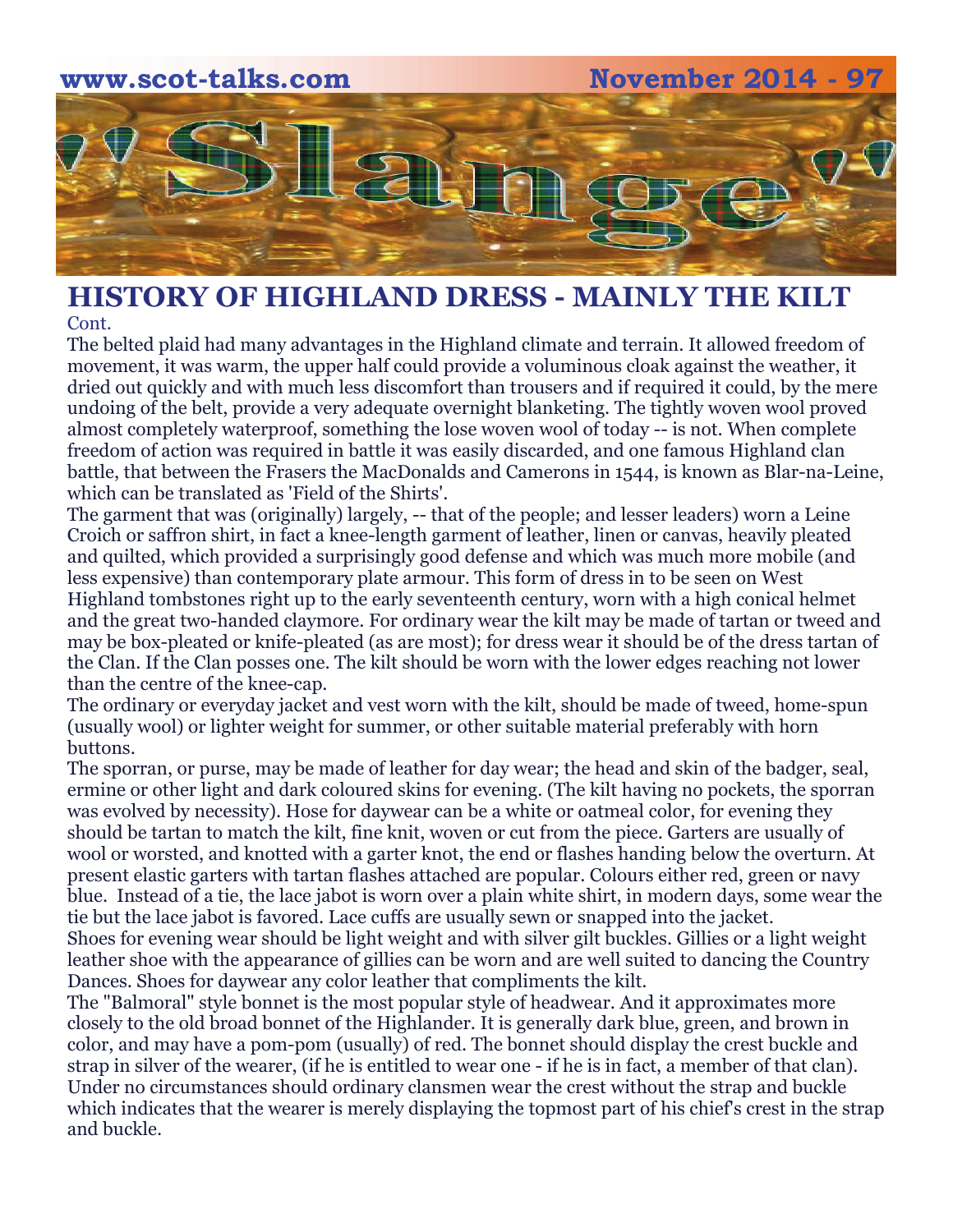## HISTORY OF HIGHLAND DRESS - MAINLY THE KILT

Cont.

The belted plaid had many advantages in the Highland climate and terrain. It allowed freedom of movement, it was warm, the upper half could provide a voluminous cloak against the weather, it dried out quickly and with much less discomfort than trousers and if required it could, by the mere undoing of the belt, provide a very adequate overnight blanketing. The tightly woven wool proved almost completely waterproof, something the lose woven wool of today -- is not. When complete freedom of action was required in battle it was easily discarded, and one famous Highland clan battle, that between the Frasers the MacDonalds and Camerons in 1544, is known as Blar-na-Leine, which can be translated as 'Field of the Shirts'.

The garment that was (originally) largely, -- that of the people; and lesser leaders) worn a Leine Croich or saffron shirt, in fact a knee-length garment of leather, linen or canvas, heavily pleated and quilted, which provided a surprisingly good defense and which was much more mobile (and less expensive) than contemporary plate armour. This form of dress in to be seen on West Highland tombstones right up to the early seventeenth century, worn with a high conical helmet and the great two-handed claymore. For ordinary wear the kilt may be made of tartan or tweed and may be box-pleated or knife-pleated (as are most); for dress wear it should be of the dress tartan of the Clan. If the Clan posses one. The kilt should be worn with the lower edges reaching not lower than the centre of the knee-cap.

The ordinary or everyday jacket and vest worn with the kilt, should be made of tweed, home-spun (usually wool) or lighter weight for summer, or other suitable material preferably with horn buttons.

The sporran, or purse, may be made of leather for day wear; the head and skin of the badger, seal, ermine or other light and dark coloured skins for evening. (The kilt having no pockets, the sporran was evolved by necessity). Hose for daywear can be a white or oatmeal color, for evening they should be tartan to match the kilt, fine knit, woven or cut from the piece. Garters are usually of wool or worsted, and knotted with a garter knot, the end or flashes handing below the overturn. At present elastic garters with tartan flashes attached are popular. Colours either red, green or navy blue. Instead of a tie, the lace jabot is worn over a plain white shirt, in modern days, some wear the tie but the lace jabot is favored. Lace cuffs are usually sewn or snapped into the jacket.

Shoes for evening wear should be light weight and with silver gilt buckles. Gillies or a light weight leather shoe with the appearance of gillies can be worn and are well suited to dancing the Country Dances. Shoes for daywear any color leather that compliments the kilt.

The "Balmoral" style bonnet is the most popular style of headwear. And it approximates more closely to the old broad bonnet of the Highlander. It is generally dark blue, green, and brown in color, and may have a pom-pom (usually) of red. The bonnet should display the crest buckle and strap in silver of the wearer, (if he is entitled to wear one - if he is in fact, a member of that clan). Under no circumstances should ordinary clansmen wear the crest without the strap and buckle which indicates that the wearer is merely displaying the topmost part of his chief's crest in the strap and buckle.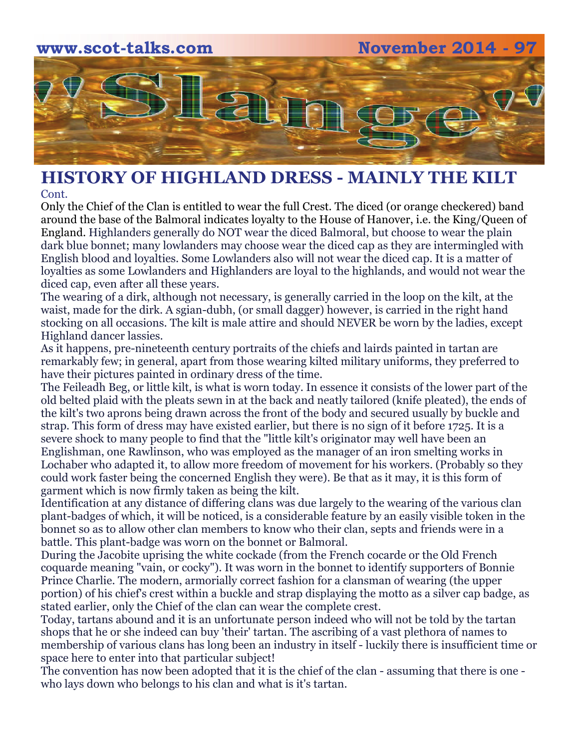## HISTORY OF HIGHLAND DRESS - MAINLY THE KILT

Cont.

Only the Chief of the Clan is entitled to wear the full Crest. The diced (or orange checkered) band around the base of the Balmoral indicates loyalty to the House of Hanover, i.e. the King/Queen of England. Highlanders generally do NOT wear the diced Balmoral, but choose to wear the plain dark blue bonnet; many lowlanders may choose wear the diced cap as they are intermingled with English blood and loyalties. Some Lowlanders also will not wear the diced cap. It is a matter of loyalties as some Lowlanders and Highlanders are loyal to the highlands, and would not wear the diced cap, even after all these years.

The wearing of a dirk, although not necessary, is generally carried in the loop on the kilt, at the waist, made for the dirk. A sgian-dubh, (or small dagger) however, is carried in the right hand stocking on all occasions. The kilt is male attire and should NEVER be worn by the ladies, except Highland dancer lassies.

As it happens, pre-nineteenth century portraits of the chiefs and lairds painted in tartan are remarkably few; in general, apart from those wearing kilted military uniforms, they preferred to have their pictures painted in ordinary dress of the time.

The Feileadh Beg, or little kilt, is what is worn today. In essence it consists of the lower part of the old belted plaid with the pleats sewn in at the back and neatly tailored (knife pleated), the ends of the kilt's two aprons being drawn across the front of the body and secured usually by buckle and strap. This form of dress may have existed earlier, but there is no sign of it before 1725. It is a severe shock to many people to find that the "little kilt's originator may well have been an Englishman, one Rawlinson, who was employed as the manager of an iron smelting works in Lochaber who adapted it, to allow more freedom of movement for his workers. (Probably so they could work faster being the concerned English they were). Be that as it may, it is this form of garment which is now firmly taken as being the kilt.

Identification at any distance of differing clans was due largely to the wearing of the various clan plant-badges of which, it will be noticed, is a considerable feature by an easily visible token in the bonnet so as to allow other clan members to know who their clan, septs and friends were in a battle. This plant-badge was worn on the bonnet or Balmoral.

During the Jacobite uprising the white cockade (from the French cocarde or the Old French coquarde meaning "vain, or cocky"). It was worn in the bonnet to identify supporters of Bonnie Prince Charlie. The modern, armorially correct fashion for a clansman of wearing (the upper portion) of his chief's crest within a buckle and strap displaying the motto as a silver cap badge, as stated earlier, only the Chief of the clan can wear the complete crest.

Today, tartans abound and it is an unfortunate person indeed who will not be told by the tartan shops that he or she indeed can buy 'their' tartan. The ascribing of a vast plethora of names to membership of various clans has long been an industry in itself - luckily there is insufficient time or space here to enter into that particular subject!

The convention has now been adopted that it is the chief of the clan - assuming that there is one - who lays down who belongs to his clan and what is it's tartan.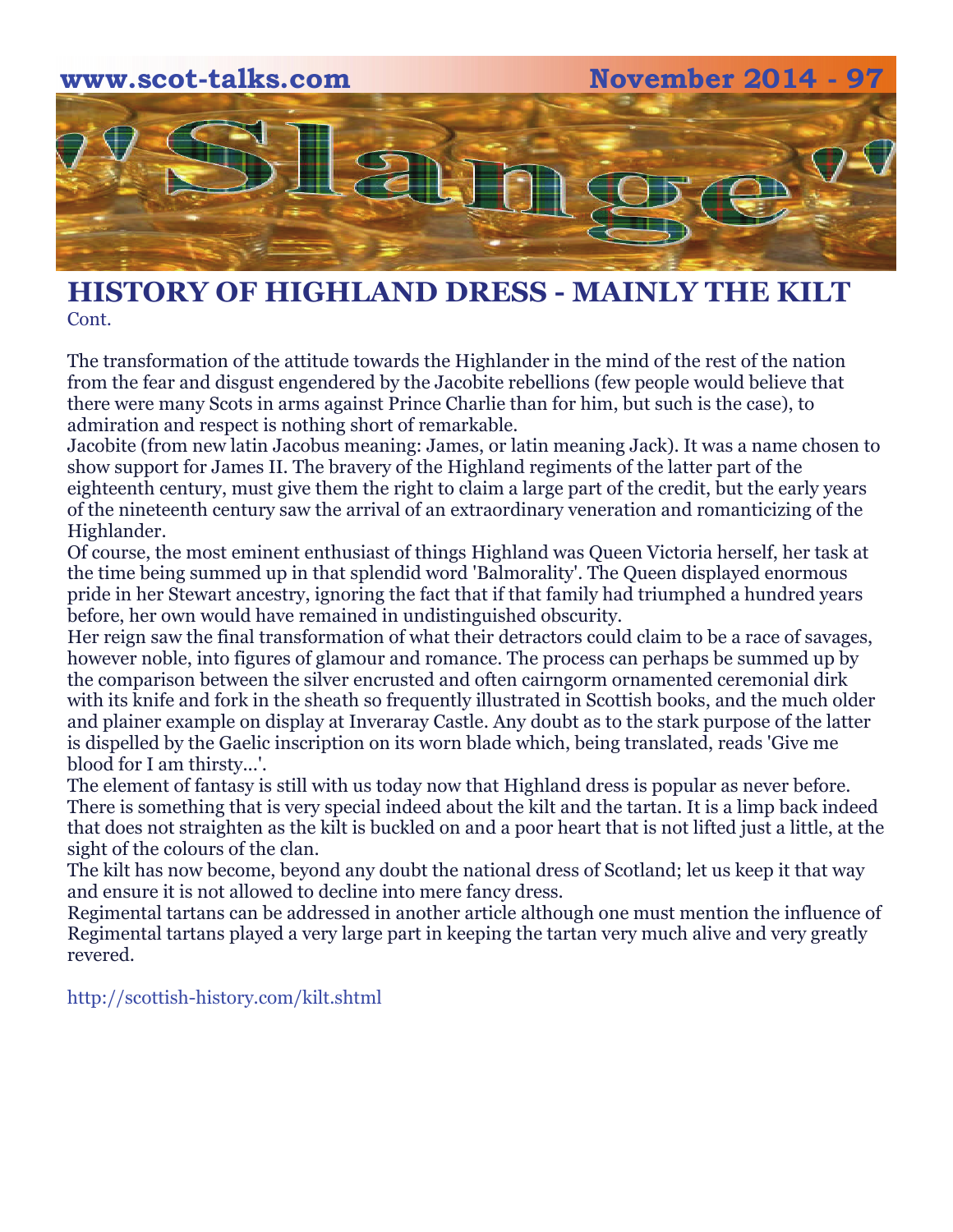## HISTORY OF HIGHLAND DRESS - MAINLY THE KILT

Cont.

The transformation of the attitude towards the Highlander in the mind of the rest of the nation from the fear and disgust engendered by the Jacobite rebellions (few people would believe that there were many Scots in arms against Prince Charlie than for him, but such is the case), to admiration and respect is nothing short of remarkable.

Jacobite (from new latin Jacobus meaning: James, or latin meaning Jack). It was a name chosen to show support for James II. The bravery of the Highland regiments of the latter part of the eighteenth century, must give them the right to claim a large part of the credit, but the early years of the nineteenth century saw the arrival of an extraordinary veneration and romanticizing of the Highlander.

Of course, the most eminent enthusiast of things Highland was Queen Victoria herself, her task at the time being summed up in that splendid word 'Balmorality'. The Queen displayed enormous pride in her Stewart ancestry, ignoring the fact that if that family had triumphed a hundred years before, her own would have remained in undistinguished obscurity.

Her reign saw the final transformation of what their detractors could claim to be a race of savages, however noble, into figures of glamour and romance. The process can perhaps be summed up by the comparison between the silver encrusted and often cairngorm ornamented ceremonial dirk with its knife and fork in the sheath so frequently illustrated in Scottish books, and the much older and plainer example on display at Inveraray Castle. Any doubt as to the stark purpose of the latter is dispelled by the Gaelic inscription on its worn blade which, being translated, reads 'Give me blood for I am thirsty...'.

The element of fantasy is still with us today now that Highland dress is popular as never before. There is something that is very special indeed about the kilt and the tartan. It is a limp back indeed that does not straighten as the kilt is buckled on and a poor heart that is not lifted just a little, at the sight of the colours of the clan.

The kilt has now become, beyond any doubt the national dress of Scotland; let us keep it that way and ensure it is not allowed to decline into mere fancy dress.

Regimental tartans can be addressed in another article although one must mention the influence of Regimental tartans played a very large part in keeping the tartan very much alive and very greatly revered.

http://scottish-history.com/kilt.shtml